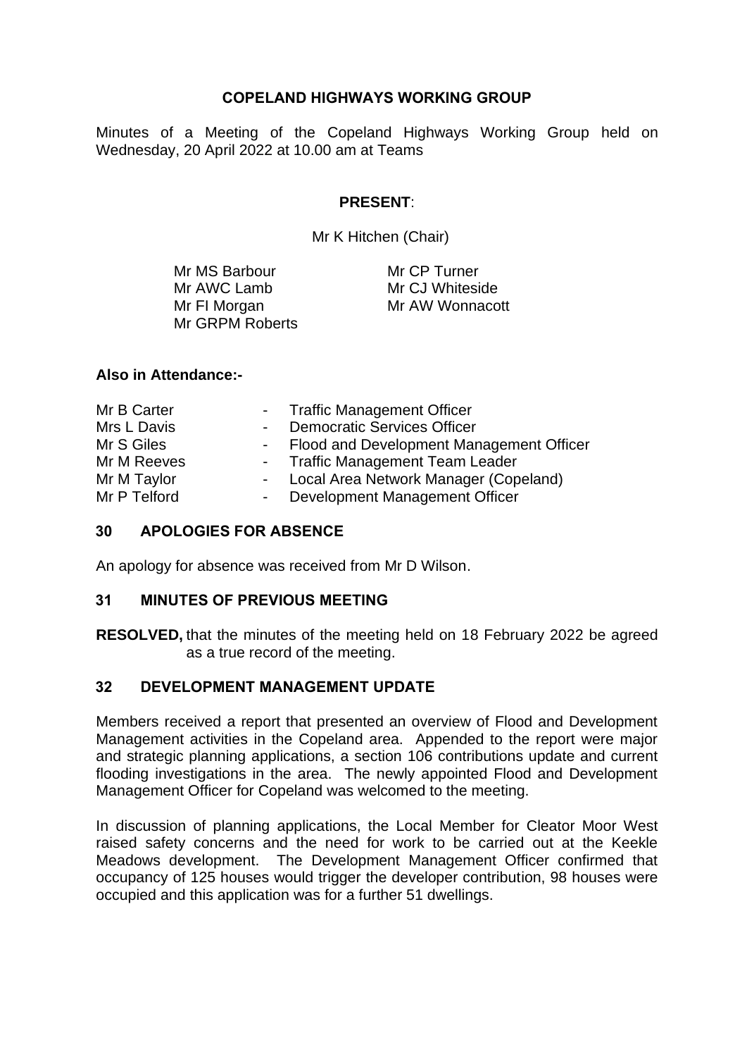# COPELAND HIGHWAYS WORKING GROUP

Minutes of a Meeting of the Copeland Highways Working Group held on Wednesday, 20 April 2022 at 10.00 am at Teams

**PRESENT**:

Mr K Hitchen (Chair)

Mr MS Barbour
Mr AWC Lamb
Mr FI Morgan
Mr GRPM Roberts
Mr CP Turner
Mr CJ Whiteside
Mr AW Wonnacott

**Also in Attendance:-**

| | | |
|---|---|---|
| Mr B Carter | - | Traffic Management Officer |
| Mrs L Davis | - | Democratic Services Officer |
| Mr S Giles | - | Flood and Development Management Officer |
| Mr M Reeves | - | Traffic Management Team Leader |
| Mr M Taylor | - | Local Area Network Manager (Copeland) |
| Mr P Telford | - | Development Management Officer |

## 30 APOLOGIES FOR ABSENCE

An apology for absence was received from Mr D Wilson.

## 31 MINUTES OF PREVIOUS MEETING

**RESOLVED,** that the minutes of the meeting held on 18 February 2022 be agreed as a true record of the meeting.

## 32 DEVELOPMENT MANAGEMENT UPDATE

Members received a report that presented an overview of Flood and Development Management activities in the Copeland area. Appended to the report were major and strategic planning applications, a section 106 contributions update and current flooding investigations in the area. The newly appointed Flood and Development Management Officer for Copeland was welcomed to the meeting.

In discussion of planning applications, the Local Member for Cleator Moor West raised safety concerns and the need for work to be carried out at the Keekle Meadows development. The Development Management Officer confirmed that occupancy of 125 houses would trigger the developer contribution, 98 houses were occupied and this application was for a further 51 dwellings.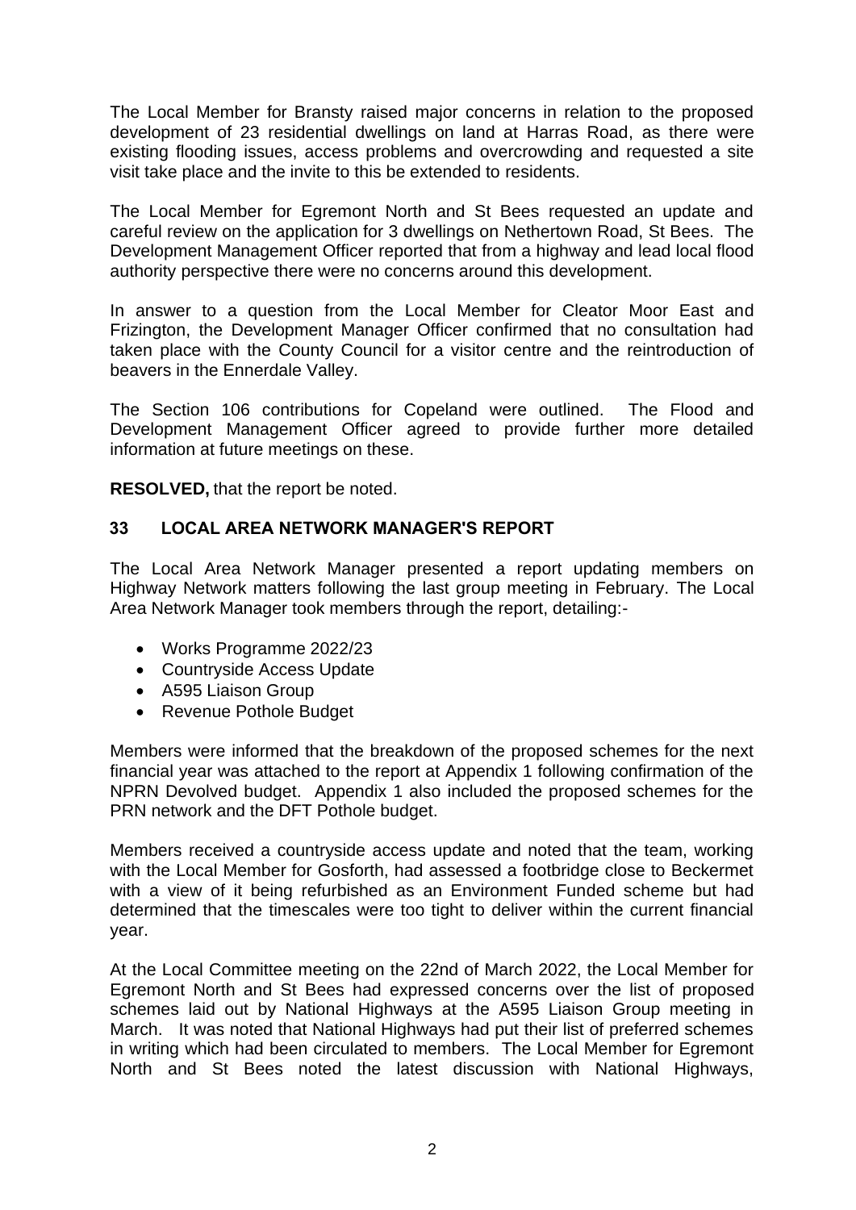The Local Member for Bransty raised major concerns in relation to the proposed development of 23 residential dwellings on land at Harras Road, as there were existing flooding issues, access problems and overcrowding and requested a site visit take place and the invite to this be extended to residents.

The Local Member for Egremont North and St Bees requested an update and careful review on the application for 3 dwellings on Nethertown Road, St Bees. The Development Management Officer reported that from a highway and lead local flood authority perspective there were no concerns around this development.

In answer to a question from the Local Member for Cleator Moor East and Frizington, the Development Manager Officer confirmed that no consultation had taken place with the County Council for a visitor centre and the reintroduction of beavers in the Ennerdale Valley.

The Section 106 contributions for Copeland were outlined. The Flood and Development Management Officer agreed to provide further more detailed information at future meetings on these.

**RESOLVED,** that the report be noted.

## 33 LOCAL AREA NETWORK MANAGER'S REPORT

The Local Area Network Manager presented a report updating members on Highway Network matters following the last group meeting in February. The Local Area Network Manager took members through the report, detailing:-

- Works Programme 2022/23
- Countryside Access Update
- A595 Liaison Group
- Revenue Pothole Budget

Members were informed that the breakdown of the proposed schemes for the next financial year was attached to the report at Appendix 1 following confirmation of the NPRN Devolved budget. Appendix 1 also included the proposed schemes for the PRN network and the DFT Pothole budget.

Members received a countryside access update and noted that the team, working with the Local Member for Gosforth, had assessed a footbridge close to Beckermet with a view of it being refurbished as an Environment Funded scheme but had determined that the timescales were too tight to deliver within the current financial year.

At the Local Committee meeting on the 22nd of March 2022, the Local Member for Egremont North and St Bees had expressed concerns over the list of proposed schemes laid out by National Highways at the A595 Liaison Group meeting in March. It was noted that National Highways had put their list of preferred schemes in writing which had been circulated to members. The Local Member for Egremont North and St Bees noted the latest discussion with National Highways,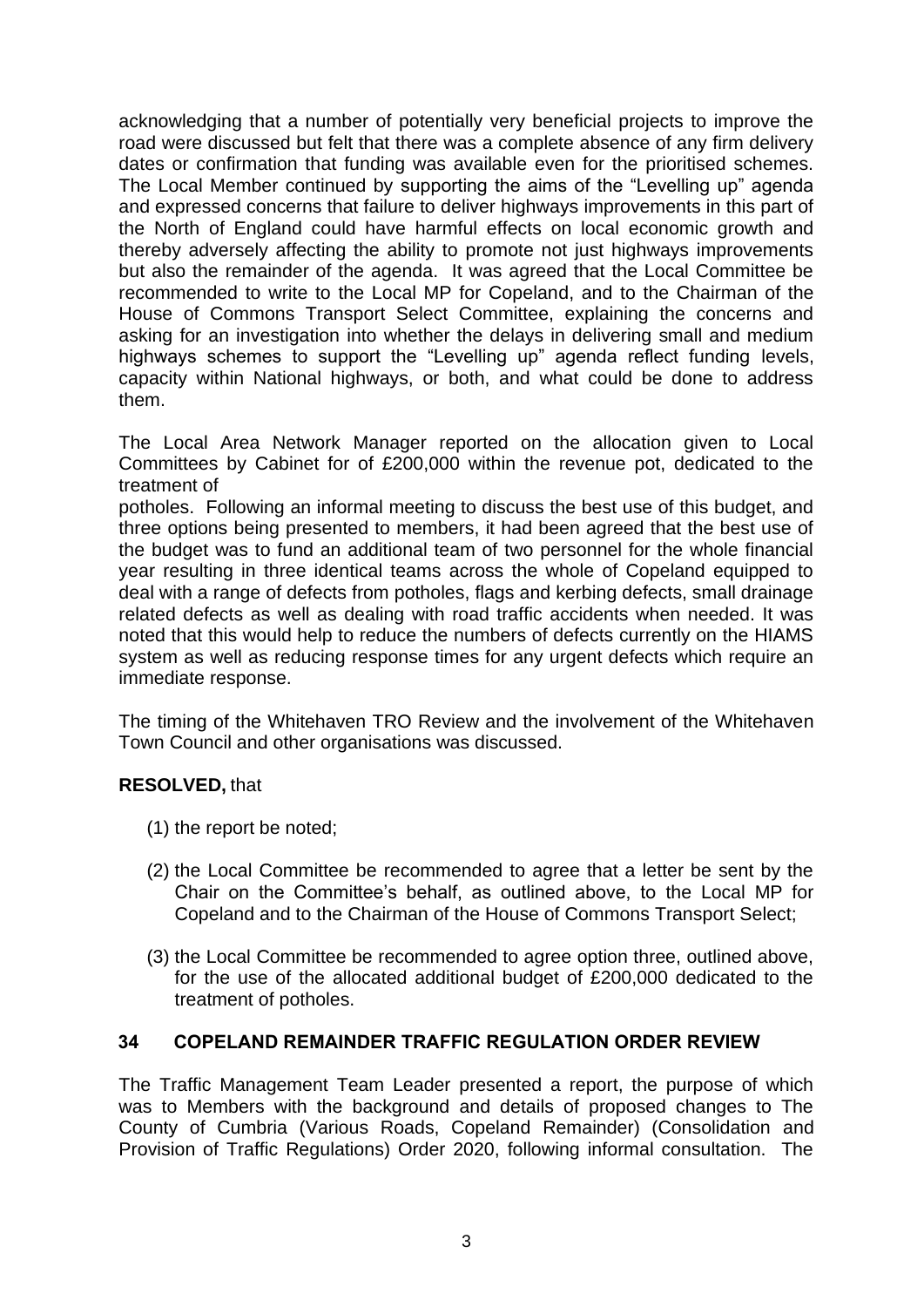acknowledging that a number of potentially very beneficial projects to improve the road were discussed but felt that there was a complete absence of any firm delivery dates or confirmation that funding was available even for the prioritised schemes. The Local Member continued by supporting the aims of the "Levelling up" agenda and expressed concerns that failure to deliver highways improvements in this part of the North of England could have harmful effects on local economic growth and thereby adversely affecting the ability to promote not just highways improvements but also the remainder of the agenda. It was agreed that the Local Committee be recommended to write to the Local MP for Copeland, and to the Chairman of the House of Commons Transport Select Committee, explaining the concerns and asking for an investigation into whether the delays in delivering small and medium highways schemes to support the "Levelling up" agenda reflect funding levels, capacity within National highways, or both, and what could be done to address them.

The Local Area Network Manager reported on the allocation given to Local Committees by Cabinet for of £200,000 within the revenue pot, dedicated to the treatment of potholes. Following an informal meeting to discuss the best use of this budget, and three options being presented to members, it had been agreed that the best use of the budget was to fund an additional team of two personnel for the whole financial year resulting in three identical teams across the whole of Copeland equipped to deal with a range of defects from potholes, flags and kerbing defects, small drainage related defects as well as dealing with road traffic accidents when needed. It was noted that this would help to reduce the numbers of defects currently on the HIAMS system as well as reducing response times for any urgent defects which require an immediate response.

The timing of the Whitehaven TRO Review and the involvement of the Whitehaven Town Council and other organisations was discussed.

**RESOLVED,** that

(1) the report be noted;

(2) the Local Committee be recommended to agree that a letter be sent by the Chair on the Committee's behalf, as outlined above, to the Local MP for Copeland and to the Chairman of the House of Commons Transport Select;

(3) the Local Committee be recommended to agree option three, outlined above, for the use of the allocated additional budget of £200,000 dedicated to the treatment of potholes.

## 34 COPELAND REMAINDER TRAFFIC REGULATION ORDER REVIEW

The Traffic Management Team Leader presented a report, the purpose of which was to Members with the background and details of proposed changes to The County of Cumbria (Various Roads, Copeland Remainder) (Consolidation and Provision of Traffic Regulations) Order 2020, following informal consultation. The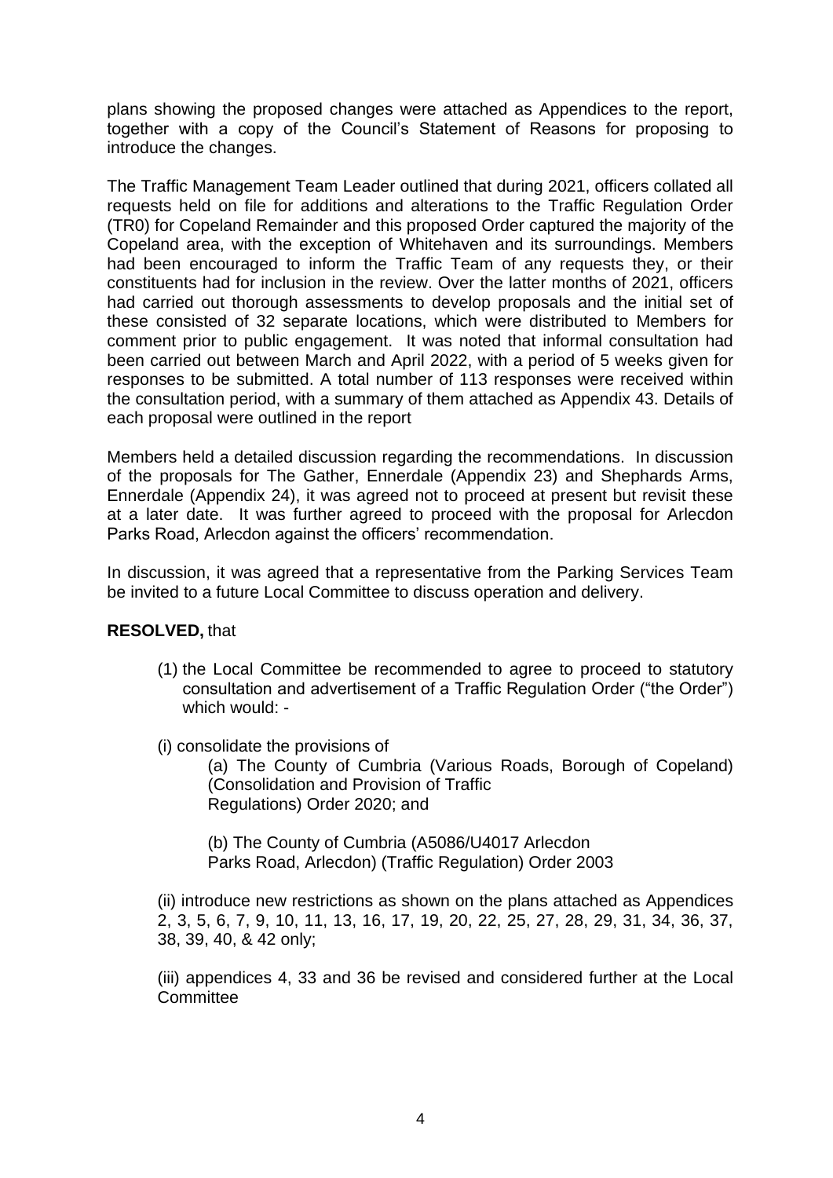plans showing the proposed changes were attached as Appendices to the report, together with a copy of the Council's Statement of Reasons for proposing to introduce the changes.

The Traffic Management Team Leader outlined that during 2021, officers collated all requests held on file for additions and alterations to the Traffic Regulation Order (TR0) for Copeland Remainder and this proposed Order captured the majority of the Copeland area, with the exception of Whitehaven and its surroundings. Members had been encouraged to inform the Traffic Team of any requests they, or their constituents had for inclusion in the review. Over the latter months of 2021, officers had carried out thorough assessments to develop proposals and the initial set of these consisted of 32 separate locations, which were distributed to Members for comment prior to public engagement. It was noted that informal consultation had been carried out between March and April 2022, with a period of 5 weeks given for responses to be submitted. A total number of 113 responses were received within the consultation period, with a summary of them attached as Appendix 43. Details of each proposal were outlined in the report

Members held a detailed discussion regarding the recommendations. In discussion of the proposals for The Gather, Ennerdale (Appendix 23) and Shephards Arms, Ennerdale (Appendix 24), it was agreed not to proceed at present but revisit these at a later date. It was further agreed to proceed with the proposal for Arlecdon Parks Road, Arlecdon against the officers' recommendation.

In discussion, it was agreed that a representative from the Parking Services Team be invited to a future Local Committee to discuss operation and delivery.

**RESOLVED,** that

(1) the Local Committee be recommended to agree to proceed to statutory consultation and advertisement of a Traffic Regulation Order ("the Order") which would: -

(i) consolidate the provisions of

(a) The County of Cumbria (Various Roads, Borough of Copeland) (Consolidation and Provision of Traffic Regulations) Order 2020; and

(b) The County of Cumbria (A5086/U4017 Arlecdon Parks Road, Arlecdon) (Traffic Regulation) Order 2003

(ii) introduce new restrictions as shown on the plans attached as Appendices 2, 3, 5, 6, 7, 9, 10, 11, 13, 16, 17, 19, 20, 22, 25, 27, 28, 29, 31, 34, 36, 37, 38, 39, 40, & 42 only;

(iii) appendices 4, 33 and 36 be revised and considered further at the Local Committee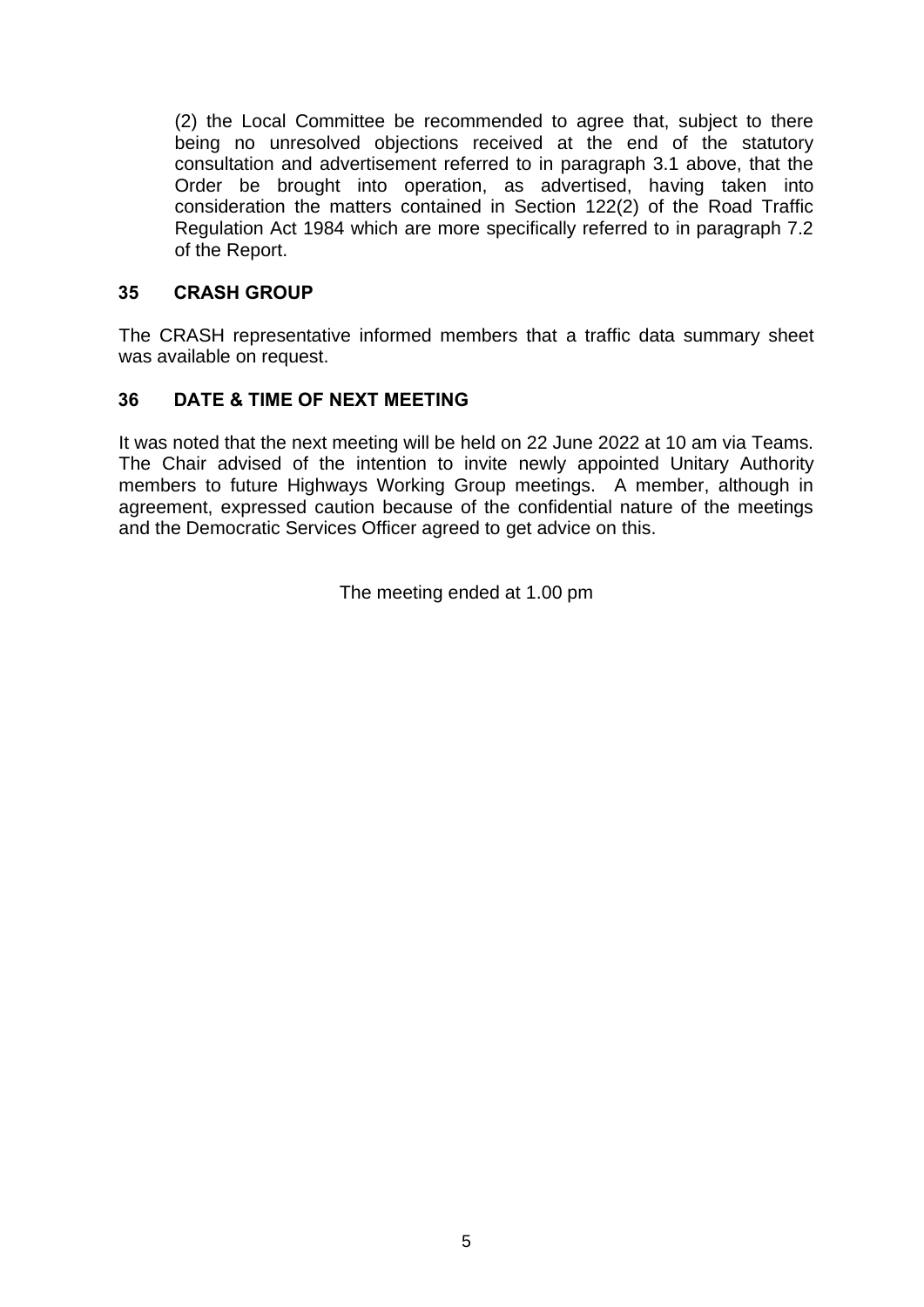(2) the Local Committee be recommended to agree that, subject to there being no unresolved objections received at the end of the statutory consultation and advertisement referred to in paragraph 3.1 above, that the Order be brought into operation, as advertised, having taken into consideration the matters contained in Section 122(2) of the Road Traffic Regulation Act 1984 which are more specifically referred to in paragraph 7.2 of the Report.

### 35 CRASH GROUP

The CRASH representative informed members that a traffic data summary sheet was available on request.

### 36 DATE & TIME OF NEXT MEETING

It was noted that the next meeting will be held on 22 June 2022 at 10 am via Teams. The Chair advised of the intention to invite newly appointed Unitary Authority members to future Highways Working Group meetings. A member, although in agreement, expressed caution because of the confidential nature of the meetings and the Democratic Services Officer agreed to get advice on this.

The meeting ended at 1.00 pm